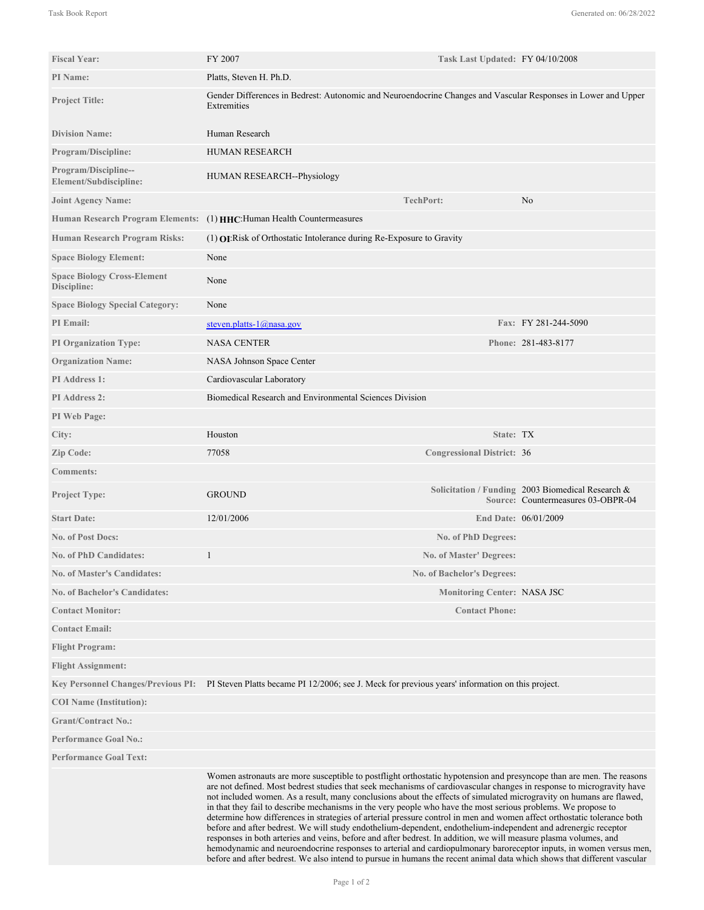| | | | |
|---|---|---|---|
| **Fiscal Year:** | FY 2007 | **Task Last Updated:** | FY 04/10/2008 |
| **PI Name:** | Platts, Steven H. Ph.D. | | |
| **Project Title:** | Gender Differences in Bedrest: Autonomic and Neuroendocrine Changes and Vascular Responses in Lower and Upper Extremities | | |
| **Division Name:** | Human Research | | |
| **Program/Discipline:** | HUMAN RESEARCH | | |
| **Program/Discipline--Element/Subdiscipline:** | HUMAN RESEARCH--Physiology | | |
| **Joint Agency Name:** | | **TechPort:** | No |
| **Human Research Program Elements:** | (1) **HHC**:Human Health Countermeasures | | |
| **Human Research Program Risks:** | (1) **OI**:Risk of Orthostatic Intolerance during Re-Exposure to Gravity | | |
| **Space Biology Element:** | None | | |
| **Space Biology Cross-Element Discipline:** | None | | |
| **Space Biology Special Category:** | None | | |
| **PI Email:** | steven.platts-1@nasa.gov | **Fax:** | FY 281-244-5090 |
| **PI Organization Type:** | NASA CENTER | **Phone:** | 281-483-8177 |
| **Organization Name:** | NASA Johnson Space Center | | |
| **PI Address 1:** | Cardiovascular Laboratory | | |
| **PI Address 2:** | Biomedical Research and Environmental Sciences Division | | |
| **PI Web Page:** | | | |
| **City:** | Houston | **State:** | TX |
| **Zip Code:** | 77058 | **Congressional District:** | 36 |
| **Comments:** | | | |
| **Project Type:** | GROUND | **Solicitation / Funding Source:** | 2003 Biomedical Research & Countermeasures 03-OBPR-04 |
| **Start Date:** | 12/01/2006 | **End Date:** | 06/01/2009 |
| **No. of Post Docs:** | | **No. of PhD Degrees:** | |
| **No. of PhD Candidates:** | 1 | **No. of Master' Degrees:** | |
| **No. of Master's Candidates:** | | **No. of Bachelor's Degrees:** | |
| **No. of Bachelor's Candidates:** | | **Monitoring Center:** | NASA JSC |
| **Contact Monitor:** | | **Contact Phone:** | |
| **Contact Email:** | | | |
| **Flight Program:** | | | |
| **Flight Assignment:** | | | |
| **Key Personnel Changes/Previous PI:** | PI Steven Platts became PI 12/2006; see J. Meck for previous years' information on this project. | | |
| **COI Name (Institution):** | | | |
| **Grant/Contract No.:** | | | |
| **Performance Goal No.:** | | | |
| **Performance Goal Text:** | | | |

Women astronauts are more susceptible to postflight orthostatic hypotension and presyncope than are men. The reasons are not defined. Most bedrest studies that seek mechanisms of cardiovascular changes in response to microgravity have not included women. As a result, many conclusions about the effects of simulated microgravity on humans are flawed, in that they fail to describe mechanisms in the very people who have the most serious problems. We propose to determine how differences in strategies of arterial pressure control in men and women affect orthostatic tolerance both before and after bedrest. We will study endothelium-dependent, endothelium-independent and adrenergic receptor responses in both arteries and veins, before and after bedrest. In addition, we will measure plasma volumes, and hemodynamic and neuroendocrine responses to arterial and cardiopulmonary baroreceptor inputs, in women versus men, before and after bedrest. We also intend to pursue in humans the recent animal data which shows that different vascular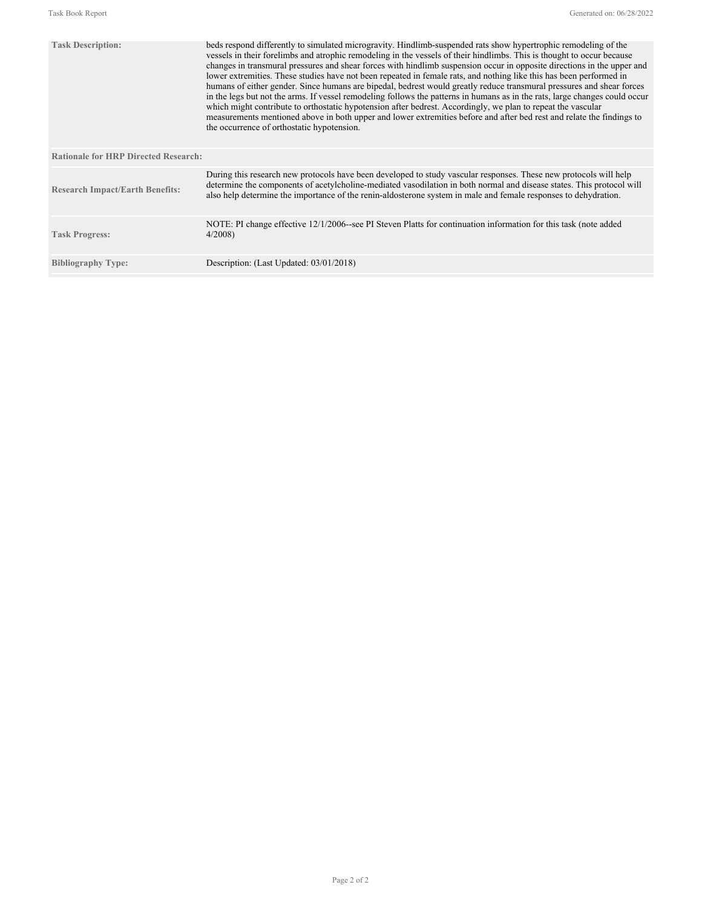| | |
|---|---|
| **Task Description:** | beds respond differently to simulated microgravity. Hindlimb-suspended rats show hypertrophic remodeling of the vessels in their forelimbs and atrophic remodeling in the vessels of their hindlimbs. This is thought to occur because changes in transmural pressures and shear forces with hindlimb suspension occur in opposite directions in the upper and lower extremities. These studies have not been repeated in female rats, and nothing like this has been performed in humans of either gender. Since humans are bipedal, bedrest would greatly reduce transmural pressures and shear forces in the legs but not the arms. If vessel remodeling follows the patterns in humans as in the rats, large changes could occur which might contribute to orthostatic hypotension after bedrest. Accordingly, we plan to repeat the vascular measurements mentioned above in both upper and lower extremities before and after bed rest and relate the findings to the occurrence of orthostatic hypotension. |
| **Rationale for HRP Directed Research:** | |
| **Research Impact/Earth Benefits:** | During this research new protocols have been developed to study vascular responses. These new protocols will help determine the components of acetylcholine-mediated vasodilation in both normal and disease states. This protocol will also help determine the importance of the renin-aldosterone system in male and female responses to dehydration. |
| **Task Progress:** | NOTE: PI change effective 12/1/2006--see PI Steven Platts for continuation information for this task (note added 4/2008) |
| **Bibliography Type:** | Description: (Last Updated: 03/01/2018) |